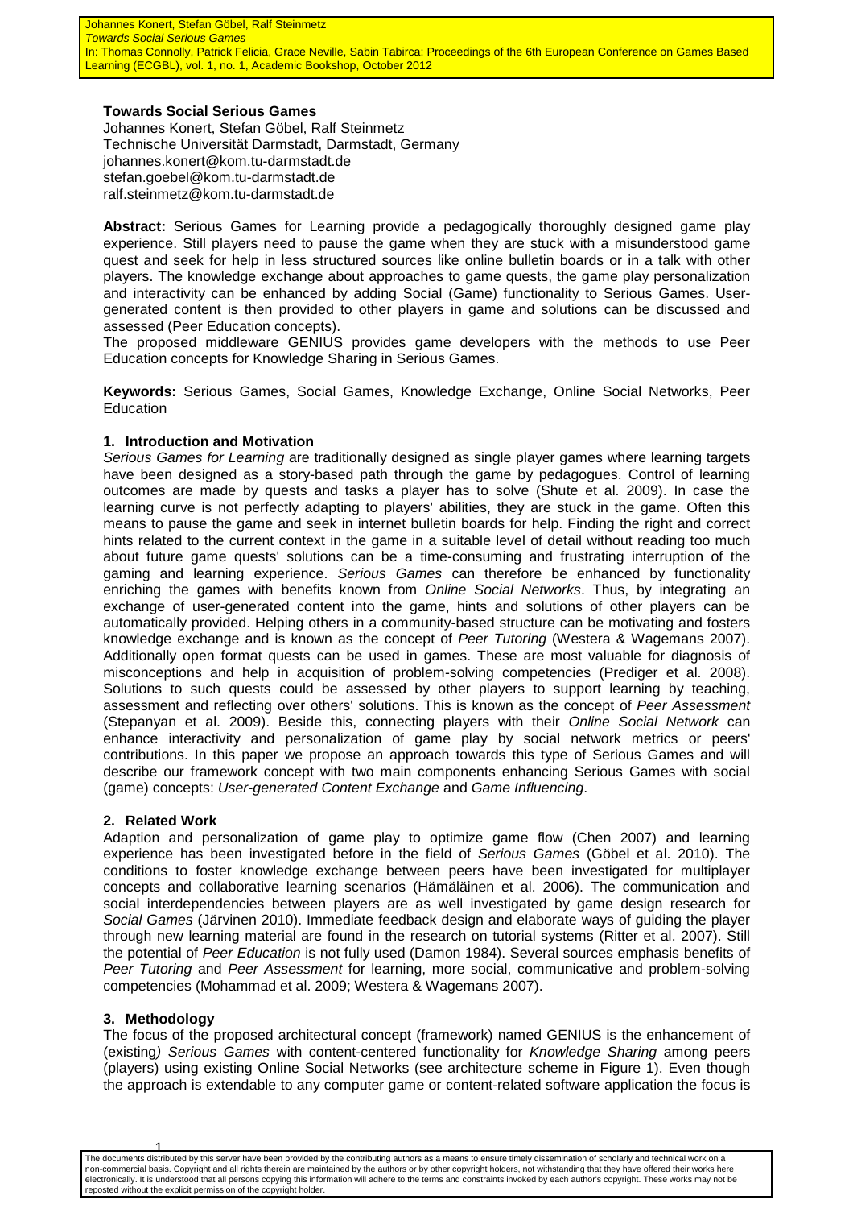Johannes Konert, Stefan Göbel, Ralf Steinmetz
*Towards Social Serious Games*
In: Thomas Connolly, Patrick Felicia, Grace Neville, Sabin Tabirca: Proceedings of the 6th European Conference on Games Based Learning (ECGBL), vol. 1, no. 1, Academic Bookshop, October 2012

# Towards Social Serious Games

Johannes Konert, Stefan Göbel, Ralf Steinmetz
Technische Universität Darmstadt, Darmstadt, Germany
johannes.konert@kom.tu-darmstadt.de
stefan.goebel@kom.tu-darmstadt.de
ralf.steinmetz@kom.tu-darmstadt.de

**Abstract:** Serious Games for Learning provide a pedagogically thoroughly designed game play experience. Still players need to pause the game when they are stuck with a misunderstood game quest and seek for help in less structured sources like online bulletin boards or in a talk with other players. The knowledge exchange about approaches to game quests, the game play personalization and interactivity can be enhanced by adding Social (Game) functionality to Serious Games. User-generated content is then provided to other players in game and solutions can be discussed and assessed (Peer Education concepts).

The proposed middleware GENIUS provides game developers with the methods to use Peer Education concepts for Knowledge Sharing in Serious Games.

**Keywords:** Serious Games, Social Games, Knowledge Exchange, Online Social Networks, Peer Education

## 1. Introduction and Motivation

*Serious Games for Learning* are traditionally designed as single player games where learning targets have been designed as a story-based path through the game by pedagogues. Control of learning outcomes are made by quests and tasks a player has to solve (Shute et al. 2009). In case the learning curve is not perfectly adapting to players' abilities, they are stuck in the game. Often this means to pause the game and seek in internet bulletin boards for help. Finding the right and correct hints related to the current context in the game in a suitable level of detail without reading too much about future game quests' solutions can be a time-consuming and frustrating interruption of the gaming and learning experience. *Serious Games* can therefore be enhanced by functionality enriching the games with benefits known from *Online Social Networks*. Thus, by integrating an exchange of user-generated content into the game, hints and solutions of other players can be automatically provided. Helping others in a community-based structure can be motivating and fosters knowledge exchange and is known as the concept of *Peer Tutoring* (Westera & Wagemans 2007). Additionally open format quests can be used in games. These are most valuable for diagnosis of misconceptions and help in acquisition of problem-solving competencies (Prediger et al. 2008). Solutions to such quests could be assessed by other players to support learning by teaching, assessment and reflecting over others' solutions. This is known as the concept of *Peer Assessment* (Stepanyan et al. 2009). Beside this, connecting players with their *Online Social Network* can enhance interactivity and personalization of game play by social network metrics or peers' contributions. In this paper we propose an approach towards this type of Serious Games and will describe our framework concept with two main components enhancing Serious Games with social (game) concepts: *User-generated Content Exchange* and *Game Influencing*.

## 2. Related Work

Adaption and personalization of game play to optimize game flow (Chen 2007) and learning experience has been investigated before in the field of *Serious Games* (Göbel et al. 2010). The conditions to foster knowledge exchange between peers have been investigated for multiplayer concepts and collaborative learning scenarios (Hämäläinen et al. 2006). The communication and social interdependencies between players are as well investigated by game design research for *Social Games* (Järvinen 2010). Immediate feedback design and elaborate ways of guiding the player through new learning material are found in the research on tutorial systems (Ritter et al. 2007). Still the potential of *Peer Education* is not fully used (Damon 1984). Several sources emphasis benefits of *Peer Tutoring* and *Peer Assessment* for learning, more social, communicative and problem-solving competencies (Mohammad et al. 2009; Westera & Wagemans 2007).

## 3. Methodology

The focus of the proposed architectural concept (framework) named GENIUS is the enhancement of (existing*) Serious Games* with content-centered functionality for *Knowledge Sharing* among peers (players) using existing Online Social Networks (see architecture scheme in Figure 1). Even though the approach is extendable to any computer game or content-related software application the focus is

The documents distributed by this server have been provided by the contributing authors as a means to ensure timely dissemination of scholarly and technical work on a non-commercial basis. Copyright and all rights therein are maintained by the authors or by other copyright holders, not withstanding that they have offered their works here electronically. It is understood that all persons copying this information will adhere to the terms and constraints invoked by each author's copyright. These works may not be reposted without the explicit permission of the copyright holder.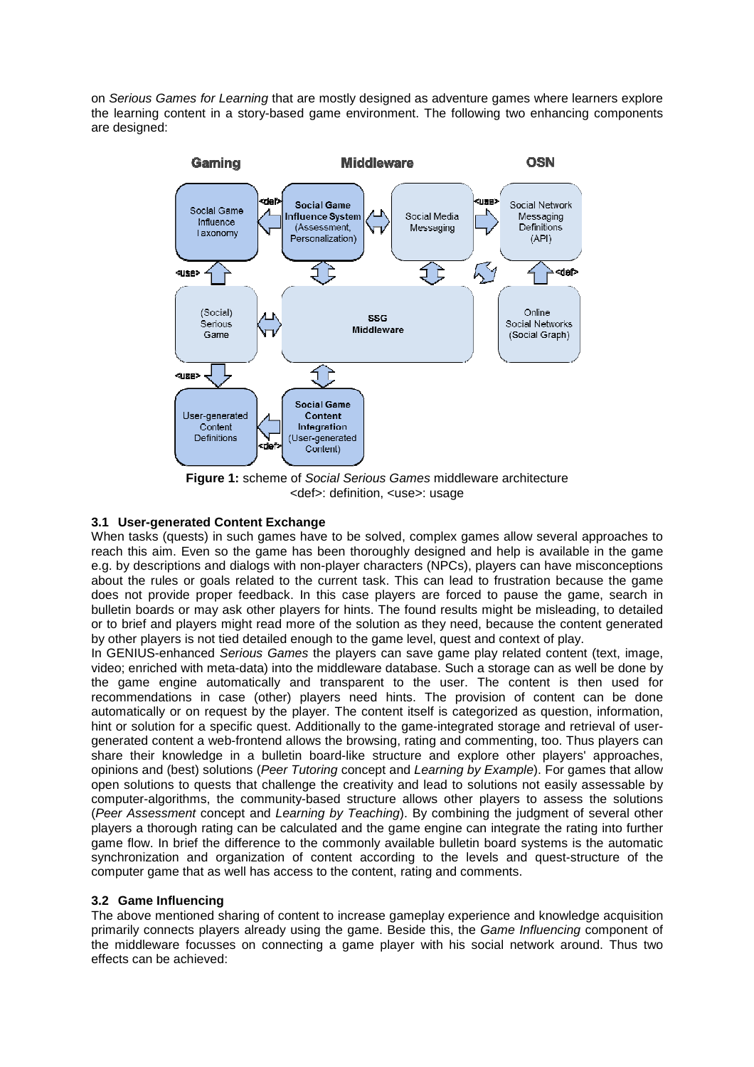on *Serious Games for Learning* that are mostly designed as adventure games where learners explore the learning content in a story-based game environment. The following two enhancing components are designed:

**Figure 1:** scheme of *Social Serious Games* middleware architecture
<def>: definition, <use>: usage

### 3.1 User-generated Content Exchange

When tasks (quests) in such games have to be solved, complex games allow several approaches to reach this aim. Even so the game has been thoroughly designed and help is available in the game e.g. by descriptions and dialogs with non-player characters (NPCs), players can have misconceptions about the rules or goals related to the current task. This can lead to frustration because the game does not provide proper feedback. In this case players are forced to pause the game, search in bulletin boards or may ask other players for hints. The found results might be misleading, to detailed or to brief and players might read more of the solution as they need, because the content generated by other players is not tied detailed enough to the game level, quest and context of play.

In GENIUS-enhanced *Serious Games* the players can save game play related content (text, image, video; enriched with meta-data) into the middleware database. Such a storage can as well be done by the game engine automatically and transparent to the user. The content is then used for recommendations in case (other) players need hints. The provision of content can be done automatically or on request by the player. The content itself is categorized as question, information, hint or solution for a specific quest. Additionally to the game-integrated storage and retrieval of user-generated content a web-frontend allows the browsing, rating and commenting, too. Thus players can share their knowledge in a bulletin board-like structure and explore other players' approaches, opinions and (best) solutions (*Peer Tutoring* concept and *Learning by Example*). For games that allow open solutions to quests that challenge the creativity and lead to solutions not easily assessable by computer-algorithms, the community-based structure allows other players to assess the solutions (*Peer Assessment* concept and *Learning by Teaching*). By combining the judgment of several other players a thorough rating can be calculated and the game engine can integrate the rating into further game flow. In brief the difference to the commonly available bulletin board systems is the automatic synchronization and organization of content according to the levels and quest-structure of the computer game that as well has access to the content, rating and comments.

### 3.2 Game Influencing

The above mentioned sharing of content to increase gameplay experience and knowledge acquisition primarily connects players already using the game. Beside this, the *Game Influencing* component of the middleware focusses on connecting a game player with his social network around. Thus two effects can be achieved: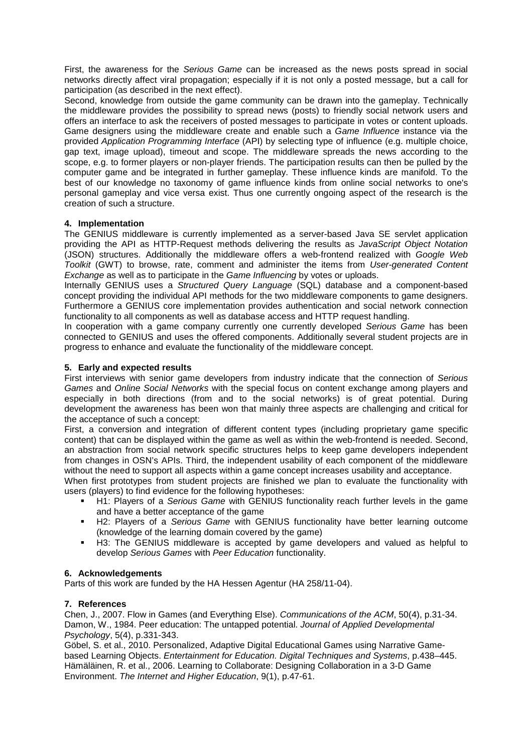First, the awareness for the *Serious Game* can be increased as the news posts spread in social networks directly affect viral propagation; especially if it is not only a posted message, but a call for participation (as described in the next effect).

Second, knowledge from outside the game community can be drawn into the gameplay. Technically the middleware provides the possibility to spread news (posts) to friendly social network users and offers an interface to ask the receivers of posted messages to participate in votes or content uploads. Game designers using the middleware create and enable such a *Game Influence* instance via the provided *Application Programming Interface* (API) by selecting type of influence (e.g. multiple choice, gap text, image upload), timeout and scope. The middleware spreads the news according to the scope, e.g. to former players or non-player friends. The participation results can then be pulled by the computer game and be integrated in further gameplay. These influence kinds are manifold. To the best of our knowledge no taxonomy of game influence kinds from online social networks to one's personal gameplay and vice versa exist. Thus one currently ongoing aspect of the research is the creation of such a structure.

## 4. Implementation

The GENIUS middleware is currently implemented as a server-based Java SE servlet application providing the API as HTTP-Request methods delivering the results as *JavaScript Object Notation* (JSON) structures. Additionally the middleware offers a web-frontend realized with *Google Web Toolkit* (GWT) to browse, rate, comment and administer the items from *User-generated Content Exchange* as well as to participate in the *Game Influencing* by votes or uploads.

Internally GENIUS uses a *Structured Query Language* (SQL) database and a component-based concept providing the individual API methods for the two middleware components to game designers. Furthermore a GENIUS core implementation provides authentication and social network connection functionality to all components as well as database access and HTTP request handling.

In cooperation with a game company currently one currently developed *Serious Game* has been connected to GENIUS and uses the offered components. Additionally several student projects are in progress to enhance and evaluate the functionality of the middleware concept.

## 5. Early and expected results

First interviews with senior game developers from industry indicate that the connection of *Serious Games* and *Online Social Networks* with the special focus on content exchange among players and especially in both directions (from and to the social networks) is of great potential. During development the awareness has been won that mainly three aspects are challenging and critical for the acceptance of such a concept:

First, a conversion and integration of different content types (including proprietary game specific content) that can be displayed within the game as well as within the web-frontend is needed. Second, an abstraction from social network specific structures helps to keep game developers independent from changes in OSN's APIs. Third, the independent usability of each component of the middleware without the need to support all aspects within a game concept increases usability and acceptance.

When first prototypes from student projects are finished we plan to evaluate the functionality with users (players) to find evidence for the following hypotheses:

- H1: Players of a *Serious Game* with GENIUS functionality reach further levels in the game and have a better acceptance of the game
- H2: Players of a *Serious Game* with GENIUS functionality have better learning outcome (knowledge of the learning domain covered by the game)
- H3: The GENIUS middleware is accepted by game developers and valued as helpful to develop *Serious Games* with *Peer Education* functionality.

## 6. Acknowledgements

Parts of this work are funded by the HA Hessen Agentur (HA 258/11-04).

## 7. References

Chen, J., 2007. Flow in Games (and Everything Else). *Communications of the ACM*, 50(4), p.31-34.

Damon, W., 1984. Peer education: The untapped potential. *Journal of Applied Developmental Psychology*, 5(4), p.331-343.

Göbel, S. et al., 2010. Personalized, Adaptive Digital Educational Games using Narrative Game-based Learning Objects. *Entertainment for Education. Digital Techniques and Systems*, p.438–445.

Hämäläinen, R. et al., 2006. Learning to Collaborate: Designing Collaboration in a 3-D Game Environment. *The Internet and Higher Education*, 9(1), p.47-61.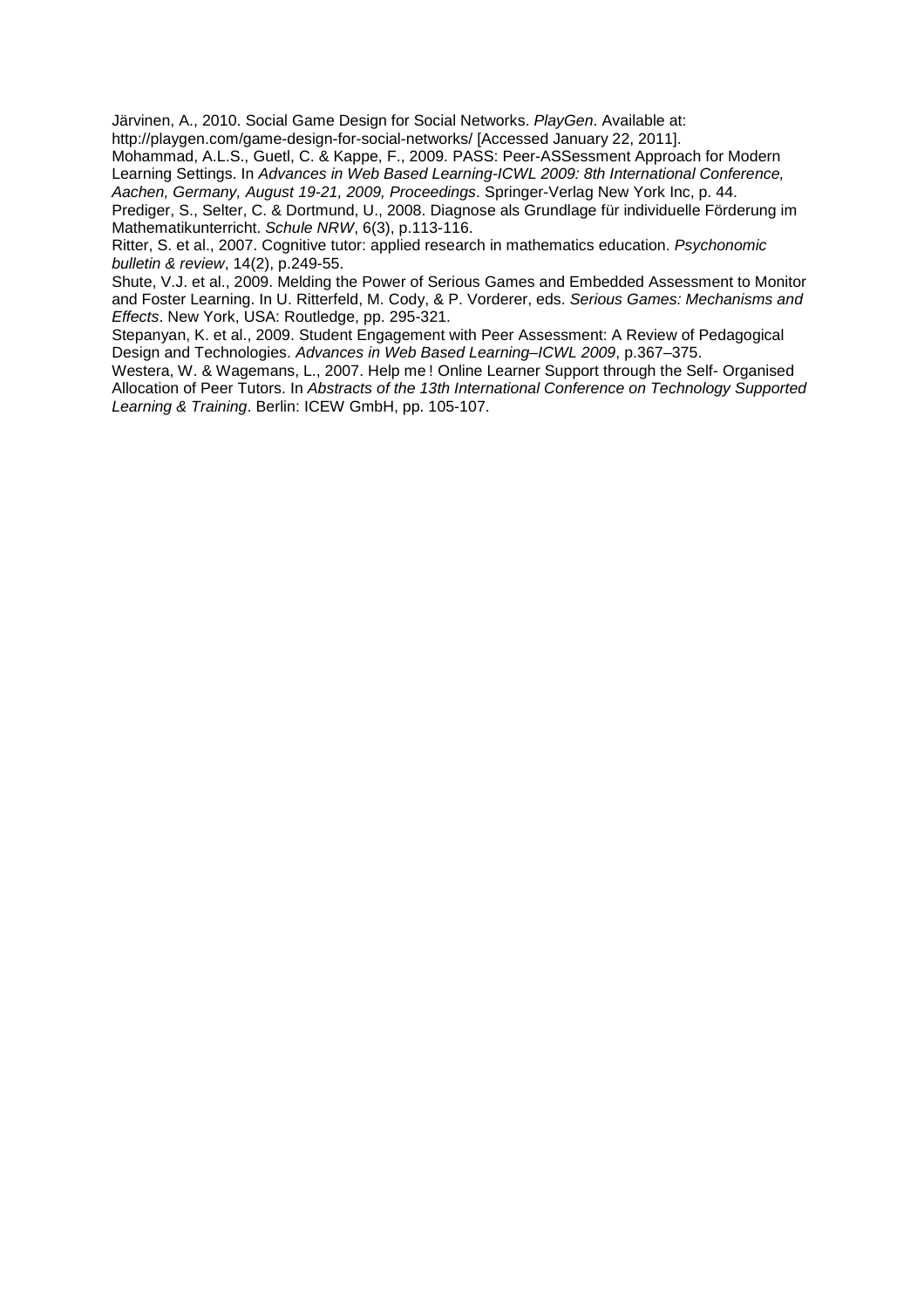Järvinen, A., 2010. Social Game Design for Social Networks. *PlayGen*. Available at: http://playgen.com/game-design-for-social-networks/ [Accessed January 22, 2011].

Mohammad, A.L.S., Guetl, C. & Kappe, F., 2009. PASS: Peer-ASSessment Approach for Modern Learning Settings. In *Advances in Web Based Learning-ICWL 2009: 8th International Conference, Aachen, Germany, August 19-21, 2009, Proceedings*. Springer-Verlag New York Inc, p. 44.

Prediger, S., Selter, C. & Dortmund, U., 2008. Diagnose als Grundlage für individuelle Förderung im Mathematikunterricht. *Schule NRW*, 6(3), p.113-116.

Ritter, S. et al., 2007. Cognitive tutor: applied research in mathematics education. *Psychonomic bulletin & review*, 14(2), p.249-55.

Shute, V.J. et al., 2009. Melding the Power of Serious Games and Embedded Assessment to Monitor and Foster Learning. In U. Ritterfeld, M. Cody, & P. Vorderer, eds. *Serious Games: Mechanisms and Effects*. New York, USA: Routledge, pp. 295-321.

Stepanyan, K. et al., 2009. Student Engagement with Peer Assessment: A Review of Pedagogical Design and Technologies. *Advances in Web Based Learning–ICWL 2009*, p.367–375.

Westera, W. & Wagemans, L., 2007. Help me ! Online Learner Support through the Self- Organised Allocation of Peer Tutors. In *Abstracts of the 13th International Conference on Technology Supported Learning & Training*. Berlin: ICEW GmbH, pp. 105-107.